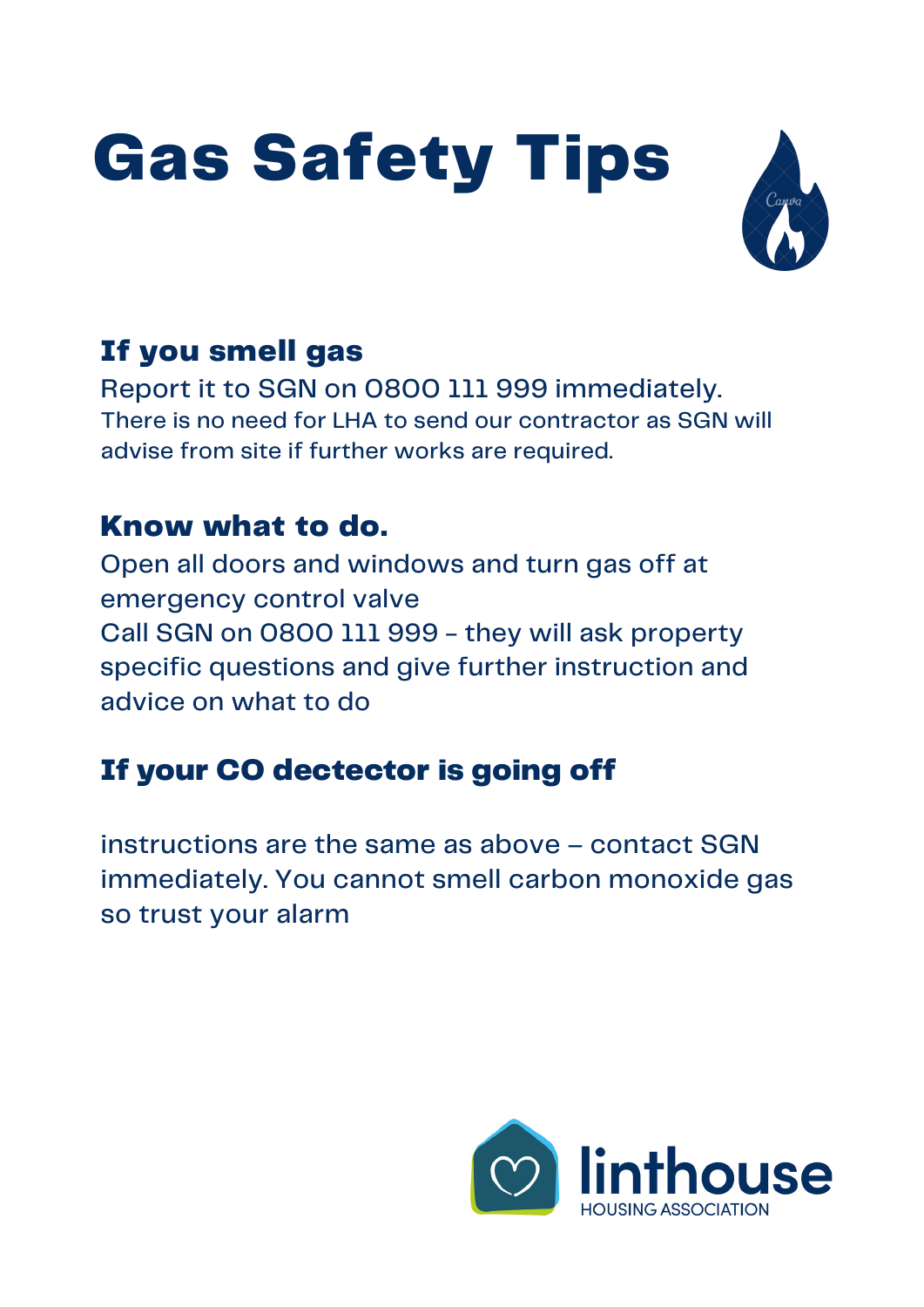# Gas Safety Tips

## If you smell gas

Report it to SGN on 0800 111 999 immediately.
There is no need for LHA to send our contractor as SGN will advise from site if further works are required.

## Know what to do.

Open all doors and windows and turn gas off at emergency control valve
Call SGN on 0800 111 999 - they will ask property specific questions and give further instruction and advice on what to do

## If your CO dectector is going off

instructions are the same as above – contact SGN immediately. You cannot smell carbon monoxide gas so trust your alarm

linthouse
HOUSING ASSOCIATION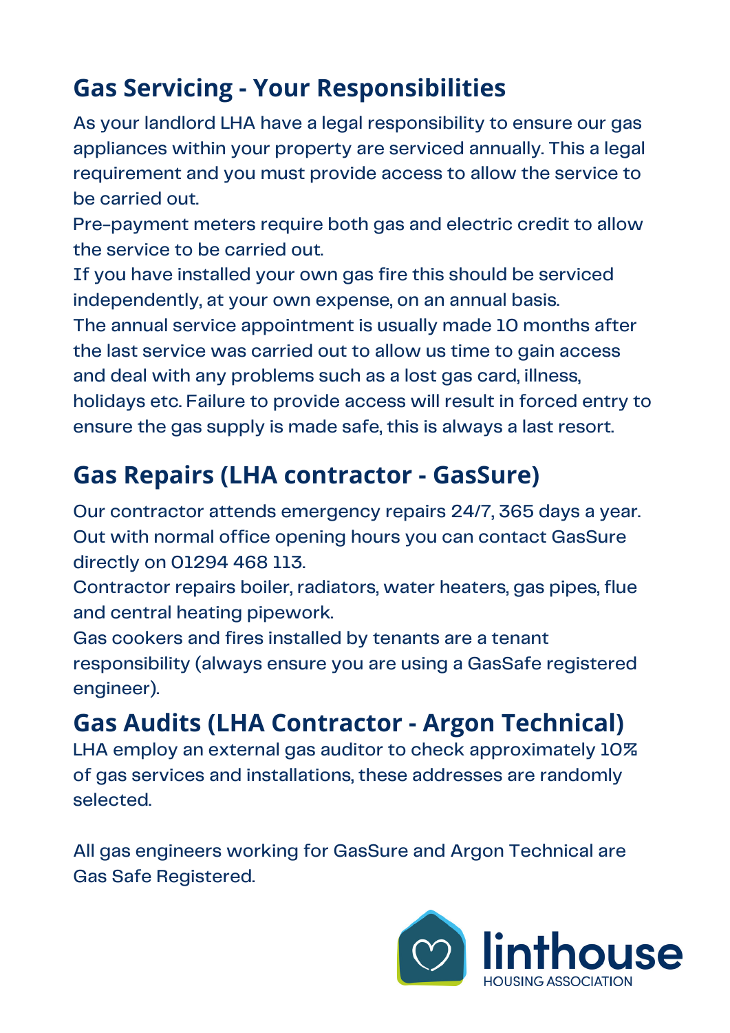## Gas Servicing - Your Responsibilities

As your landlord LHA have a legal responsibility to ensure our gas appliances within your property are serviced annually. This a legal requirement and you must provide access to allow the service to be carried out.

Pre-payment meters require both gas and electric credit to allow the service to be carried out.

If you have installed your own gas fire this should be serviced independently, at your own expense, on an annual basis.

The annual service appointment is usually made 10 months after the last service was carried out to allow us time to gain access and deal with any problems such as a lost gas card, illness, holidays etc. Failure to provide access will result in forced entry to ensure the gas supply is made safe, this is always a last resort.

## Gas Repairs (LHA contractor - GasSure)

Our contractor attends emergency repairs 24/7, 365 days a year. Out with normal office opening hours you can contact GasSure directly on 01294 468 113.

Contractor repairs boiler, radiators, water heaters, gas pipes, flue and central heating pipework.

Gas cookers and fires installed by tenants are a tenant responsibility (always ensure you are using a GasSafe registered engineer).

## Gas Audits (LHA Contractor - Argon Technical)

LHA employ an external gas auditor to check approximately 10% of gas services and installations, these addresses are randomly selected.

All gas engineers working for GasSure and Argon Technical are Gas Safe Registered.

linthouse HOUSING ASSOCIATION